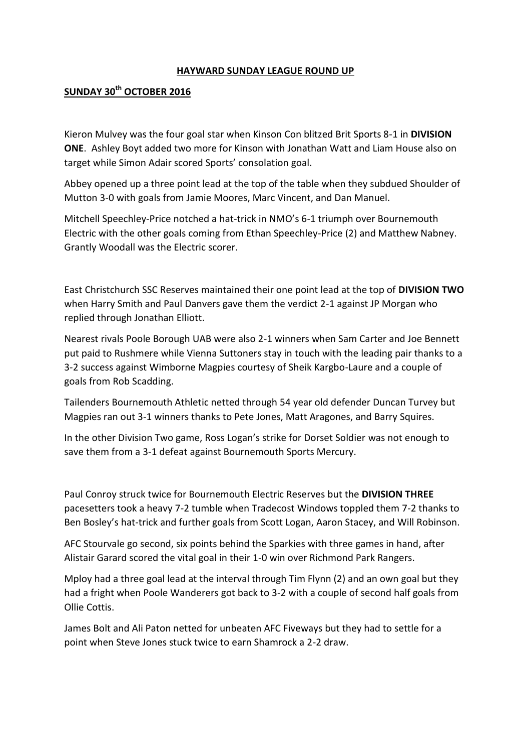**HAYWARD SUNDAY LEAGUE ROUND UP**

**SUNDAY 30th OCTOBER 2016**

Kieron Mulvey was the four goal star when Kinson Con blitzed Brit Sports 8-1 in **DIVISION ONE**. Ashley Boyt added two more for Kinson with Jonathan Watt and Liam House also on target while Simon Adair scored Sports' consolation goal.

Abbey opened up a three point lead at the top of the table when they subdued Shoulder of Mutton 3-0 with goals from Jamie Moores, Marc Vincent, and Dan Manuel.

Mitchell Speechley-Price notched a hat-trick in NMO's 6-1 triumph over Bournemouth Electric with the other goals coming from Ethan Speechley-Price (2) and Matthew Nabney. Grantly Woodall was the Electric scorer.

East Christchurch SSC Reserves maintained their one point lead at the top of **DIVISION TWO** when Harry Smith and Paul Danvers gave them the verdict 2-1 against JP Morgan who replied through Jonathan Elliott.

Nearest rivals Poole Borough UAB were also 2-1 winners when Sam Carter and Joe Bennett put paid to Rushmere while Vienna Suttoners stay in touch with the leading pair thanks to a 3-2 success against Wimborne Magpies courtesy of Sheik Kargbo-Laure and a couple of goals from Rob Scadding.

Tailenders Bournemouth Athletic netted through 54 year old defender Duncan Turvey but Magpies ran out 3-1 winners thanks to Pete Jones, Matt Aragones, and Barry Squires.

In the other Division Two game, Ross Logan's strike for Dorset Soldier was not enough to save them from a 3-1 defeat against Bournemouth Sports Mercury.

Paul Conroy struck twice for Bournemouth Electric Reserves but the **DIVISION THREE** pacesetters took a heavy 7-2 tumble when Tradecost Windows toppled them 7-2 thanks to Ben Bosley's hat-trick and further goals from Scott Logan, Aaron Stacey, and Will Robinson.

AFC Stourvale go second, six points behind the Sparkies with three games in hand, after Alistair Garard scored the vital goal in their 1-0 win over Richmond Park Rangers.

Mploy had a three goal lead at the interval through Tim Flynn (2) and an own goal but they had a fright when Poole Wanderers got back to 3-2 with a couple of second half goals from Ollie Cottis.

James Bolt and Ali Paton netted for unbeaten AFC Fiveways but they had to settle for a point when Steve Jones stuck twice to earn Shamrock a 2-2 draw.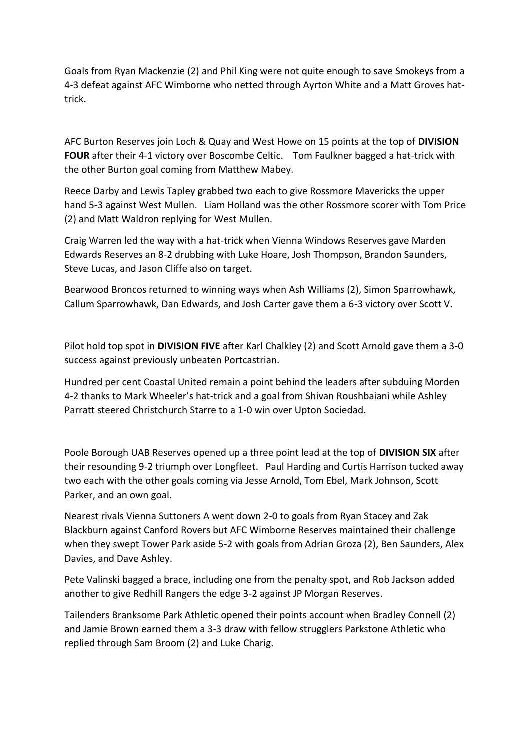Goals from Ryan Mackenzie (2) and Phil King were not quite enough to save Smokeys from a 4-3 defeat against AFC Wimborne who netted through Ayrton White and a Matt Groves hat-trick.

AFC Burton Reserves join Loch & Quay and West Howe on 15 points at the top of **DIVISION FOUR** after their 4-1 victory over Boscombe Celtic. Tom Faulkner bagged a hat-trick with the other Burton goal coming from Matthew Mabey.

Reece Darby and Lewis Tapley grabbed two each to give Rossmore Mavericks the upper hand 5-3 against West Mullen. Liam Holland was the other Rossmore scorer with Tom Price (2) and Matt Waldron replying for West Mullen.

Craig Warren led the way with a hat-trick when Vienna Windows Reserves gave Marden Edwards Reserves an 8-2 drubbing with Luke Hoare, Josh Thompson, Brandon Saunders, Steve Lucas, and Jason Cliffe also on target.

Bearwood Broncos returned to winning ways when Ash Williams (2), Simon Sparrowhawk, Callum Sparrowhawk, Dan Edwards, and Josh Carter gave them a 6-3 victory over Scott V.

Pilot hold top spot in **DIVISION FIVE** after Karl Chalkley (2) and Scott Arnold gave them a 3-0 success against previously unbeaten Portcastrian.

Hundred per cent Coastal United remain a point behind the leaders after subduing Morden 4-2 thanks to Mark Wheeler's hat-trick and a goal from Shivan Roushbaiani while Ashley Parratt steered Christchurch Starre to a 1-0 win over Upton Sociedad.

Poole Borough UAB Reserves opened up a three point lead at the top of **DIVISION SIX** after their resounding 9-2 triumph over Longfleet. Paul Harding and Curtis Harrison tucked away two each with the other goals coming via Jesse Arnold, Tom Ebel, Mark Johnson, Scott Parker, and an own goal.

Nearest rivals Vienna Suttoners A went down 2-0 to goals from Ryan Stacey and Zak Blackburn against Canford Rovers but AFC Wimborne Reserves maintained their challenge when they swept Tower Park aside 5-2 with goals from Adrian Groza (2), Ben Saunders, Alex Davies, and Dave Ashley.

Pete Valinski bagged a brace, including one from the penalty spot, and Rob Jackson added another to give Redhill Rangers the edge 3-2 against JP Morgan Reserves.

Tailenders Branksome Park Athletic opened their points account when Bradley Connell (2) and Jamie Brown earned them a 3-3 draw with fellow strugglers Parkstone Athletic who replied through Sam Broom (2) and Luke Charig.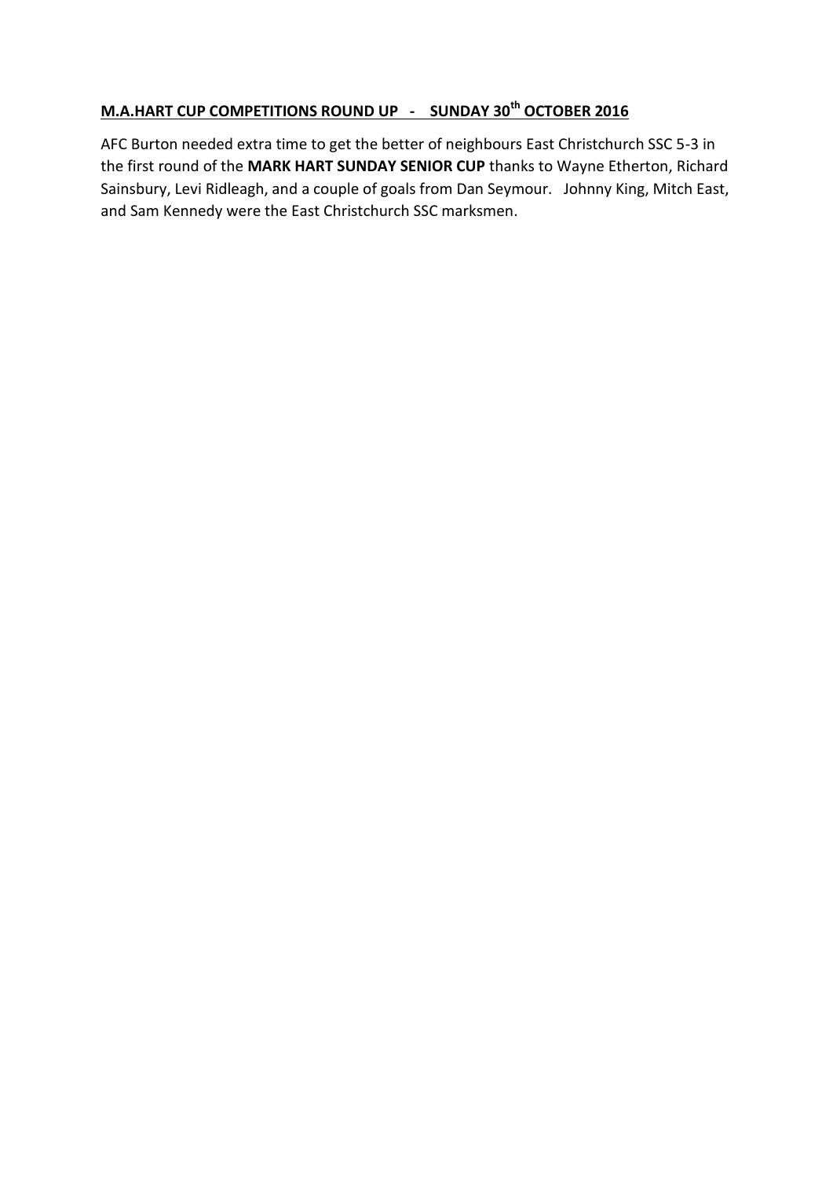## M.A.HART CUP COMPETITIONS ROUND UP - SUNDAY 30th OCTOBER 2016

AFC Burton needed extra time to get the better of neighbours East Christchurch SSC 5-3 in the first round of the **MARK HART SUNDAY SENIOR CUP** thanks to Wayne Etherton, Richard Sainsbury, Levi Ridleagh, and a couple of goals from Dan Seymour. Johnny King, Mitch East, and Sam Kennedy were the East Christchurch SSC marksmen.